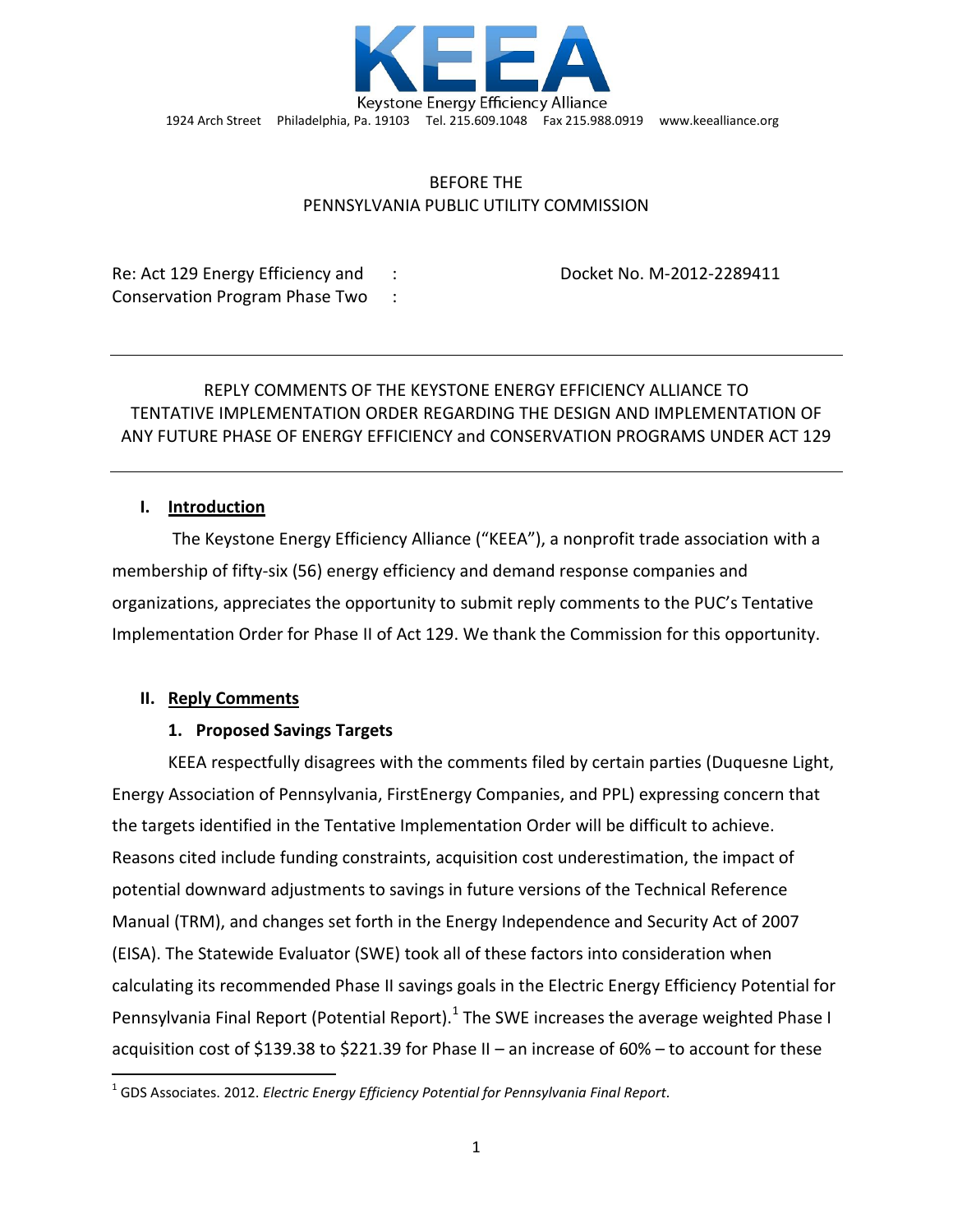KEEA

Keystone Energy Efficiency Alliance

1924 Arch Street Philadelphia, Pa. 19103 Tel. 215.609.1048 Fax 215.988.0919 www.keealliance.org

BEFORE THE
PENNSYLVANIA PUBLIC UTILITY COMMISSION

| | | |
|---|---|---|
| Re: Act 129 Energy Efficiency and Conservation Program Phase Two | : : | Docket No. M-2012-2289411 |

---

REPLY COMMENTS OF THE KEYSTONE ENERGY EFFICIENCY ALLIANCE TO TENTATIVE IMPLEMENTATION ORDER REGARDING THE DESIGN AND IMPLEMENTATION OF ANY FUTURE PHASE OF ENERGY EFFICIENCY and CONSERVATION PROGRAMS UNDER ACT 129

---

## I. Introduction

The Keystone Energy Efficiency Alliance ("KEEA"), a nonprofit trade association with a membership of fifty-six (56) energy efficiency and demand response companies and organizations, appreciates the opportunity to submit reply comments to the PUC's Tentative Implementation Order for Phase II of Act 129. We thank the Commission for this opportunity.

## II. Reply Comments

### 1. Proposed Savings Targets

KEEA respectfully disagrees with the comments filed by certain parties (Duquesne Light, Energy Association of Pennsylvania, FirstEnergy Companies, and PPL) expressing concern that the targets identified in the Tentative Implementation Order will be difficult to achieve. Reasons cited include funding constraints, acquisition cost underestimation, the impact of potential downward adjustments to savings in future versions of the Technical Reference Manual (TRM), and changes set forth in the Energy Independence and Security Act of 2007 (EISA). The Statewide Evaluator (SWE) took all of these factors into consideration when calculating its recommended Phase II savings goals in the Electric Energy Efficiency Potential for Pennsylvania Final Report (Potential Report).[1] The SWE increases the average weighted Phase I acquisition cost of \$139.38 to \$221.39 for Phase II – an increase of 60% – to account for these

[1] GDS Associates. 2012. *Electric Energy Efficiency Potential for Pennsylvania Final Report.*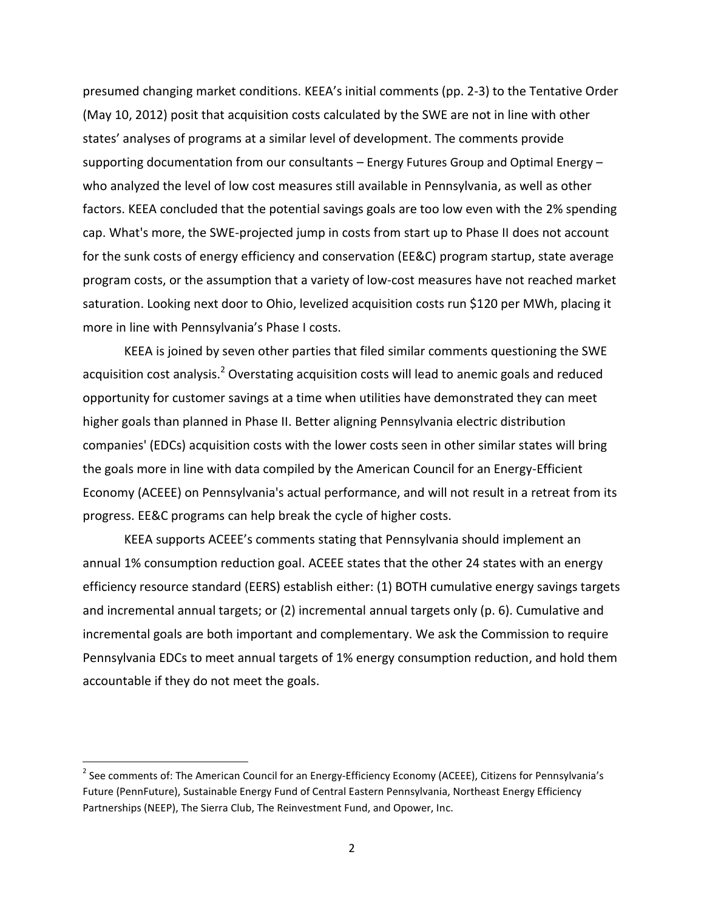presumed changing market conditions. KEEA's initial comments (pp. 2-3) to the Tentative Order (May 10, 2012) posit that acquisition costs calculated by the SWE are not in line with other states' analyses of programs at a similar level of development. The comments provide supporting documentation from our consultants – Energy Futures Group and Optimal Energy – who analyzed the level of low cost measures still available in Pennsylvania, as well as other factors. KEEA concluded that the potential savings goals are too low even with the 2% spending cap. What's more, the SWE-projected jump in costs from start up to Phase II does not account for the sunk costs of energy efficiency and conservation (EE&C) program startup, state average program costs, or the assumption that a variety of low-cost measures have not reached market saturation. Looking next door to Ohio, levelized acquisition costs run $120 per MWh, placing it more in line with Pennsylvania's Phase I costs.

KEEA is joined by seven other parties that filed similar comments questioning the SWE acquisition cost analysis.[2] Overstating acquisition costs will lead to anemic goals and reduced opportunity for customer savings at a time when utilities have demonstrated they can meet higher goals than planned in Phase II. Better aligning Pennsylvania electric distribution companies' (EDCs) acquisition costs with the lower costs seen in other similar states will bring the goals more in line with data compiled by the American Council for an Energy-Efficient Economy (ACEEE) on Pennsylvania's actual performance, and will not result in a retreat from its progress. EE&C programs can help break the cycle of higher costs.

KEEA supports ACEEE's comments stating that Pennsylvania should implement an annual 1% consumption reduction goal. ACEEE states that the other 24 states with an energy efficiency resource standard (EERS) establish either: (1) BOTH cumulative energy savings targets and incremental annual targets; or (2) incremental annual targets only (p. 6). Cumulative and incremental goals are both important and complementary. We ask the Commission to require Pennsylvania EDCs to meet annual targets of 1% energy consumption reduction, and hold them accountable if they do not meet the goals.

[2] See comments of: The American Council for an Energy-Efficiency Economy (ACEEE), Citizens for Pennsylvania's Future (PennFuture), Sustainable Energy Fund of Central Eastern Pennsylvania, Northeast Energy Efficiency Partnerships (NEEP), The Sierra Club, The Reinvestment Fund, and Opower, Inc.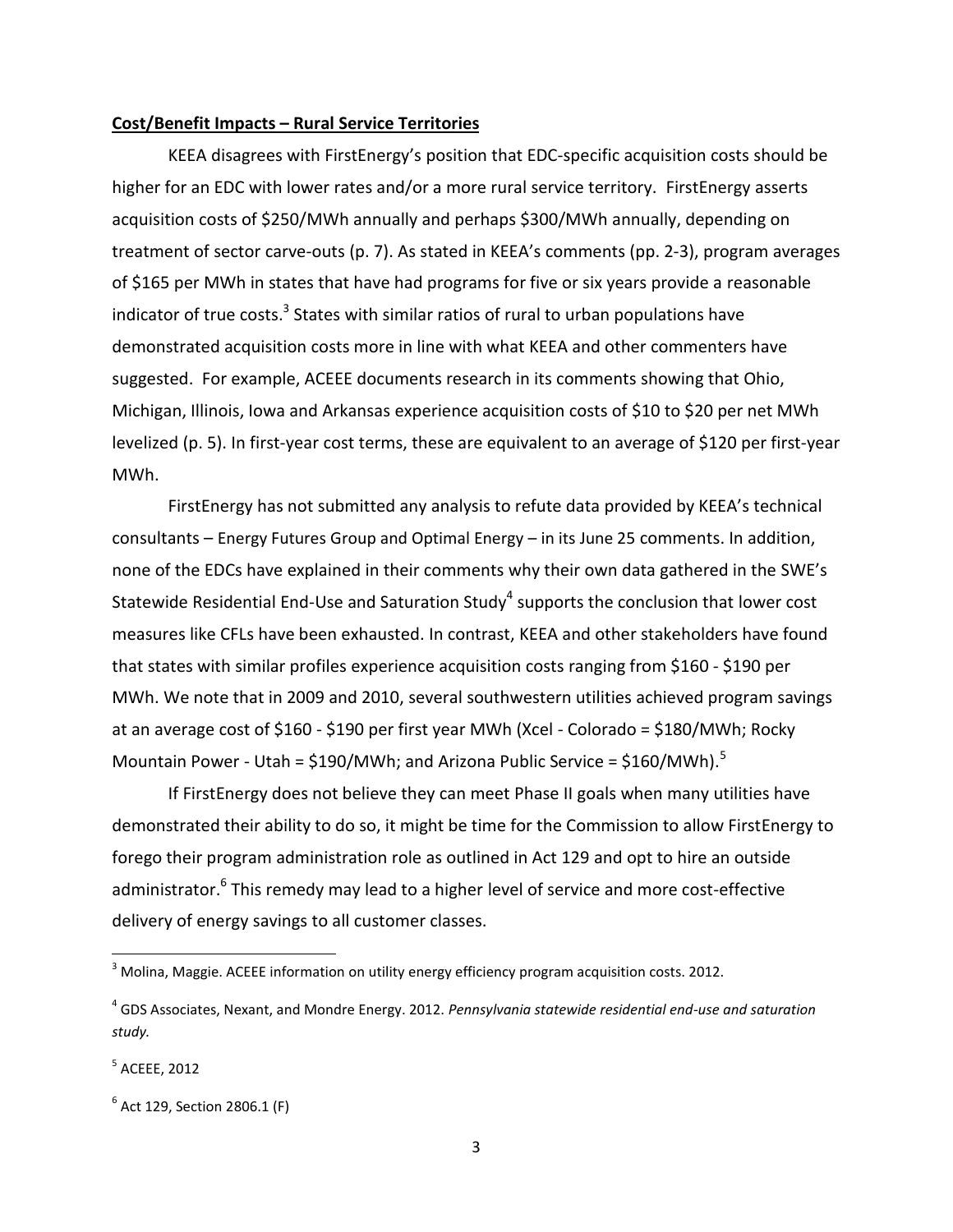**Cost/Benefit Impacts – Rural Service Territories**

KEEA disagrees with FirstEnergy's position that EDC-specific acquisition costs should be higher for an EDC with lower rates and/or a more rural service territory. FirstEnergy asserts acquisition costs of $250/MWh annually and perhaps $300/MWh annually, depending on treatment of sector carve-outs (p. 7). As stated in KEEA's comments (pp. 2-3), program averages of $165 per MWh in states that have had programs for five or six years provide a reasonable indicator of true costs.[3] States with similar ratios of rural to urban populations have demonstrated acquisition costs more in line with what KEEA and other commenters have suggested. For example, ACEEE documents research in its comments showing that Ohio, Michigan, Illinois, Iowa and Arkansas experience acquisition costs of $10 to $20 per net MWh levelized (p. 5). In first-year cost terms, these are equivalent to an average of $120 per first-year MWh.

FirstEnergy has not submitted any analysis to refute data provided by KEEA's technical consultants – Energy Futures Group and Optimal Energy – in its June 25 comments. In addition, none of the EDCs have explained in their comments why their own data gathered in the SWE's Statewide Residential End-Use and Saturation Study[4] supports the conclusion that lower cost measures like CFLs have been exhausted. In contrast, KEEA and other stakeholders have found that states with similar profiles experience acquisition costs ranging from $160 - $190 per MWh. We note that in 2009 and 2010, several southwestern utilities achieved program savings at an average cost of $160 - $190 per first year MWh (Xcel - Colorado = $180/MWh; Rocky Mountain Power - Utah = $190/MWh; and Arizona Public Service = $160/MWh).[5]

If FirstEnergy does not believe they can meet Phase II goals when many utilities have demonstrated their ability to do so, it might be time for the Commission to allow FirstEnergy to forego their program administration role as outlined in Act 129 and opt to hire an outside administrator.[6] This remedy may lead to a higher level of service and more cost-effective delivery of energy savings to all customer classes.

---

[3] Molina, Maggie. ACEEE information on utility energy efficiency program acquisition costs. 2012.

[4] GDS Associates, Nexant, and Mondre Energy. 2012. *Pennsylvania statewide residential end-use and saturation study.*

[5] ACEEE, 2012

[6] Act 129, Section 2806.1 (F)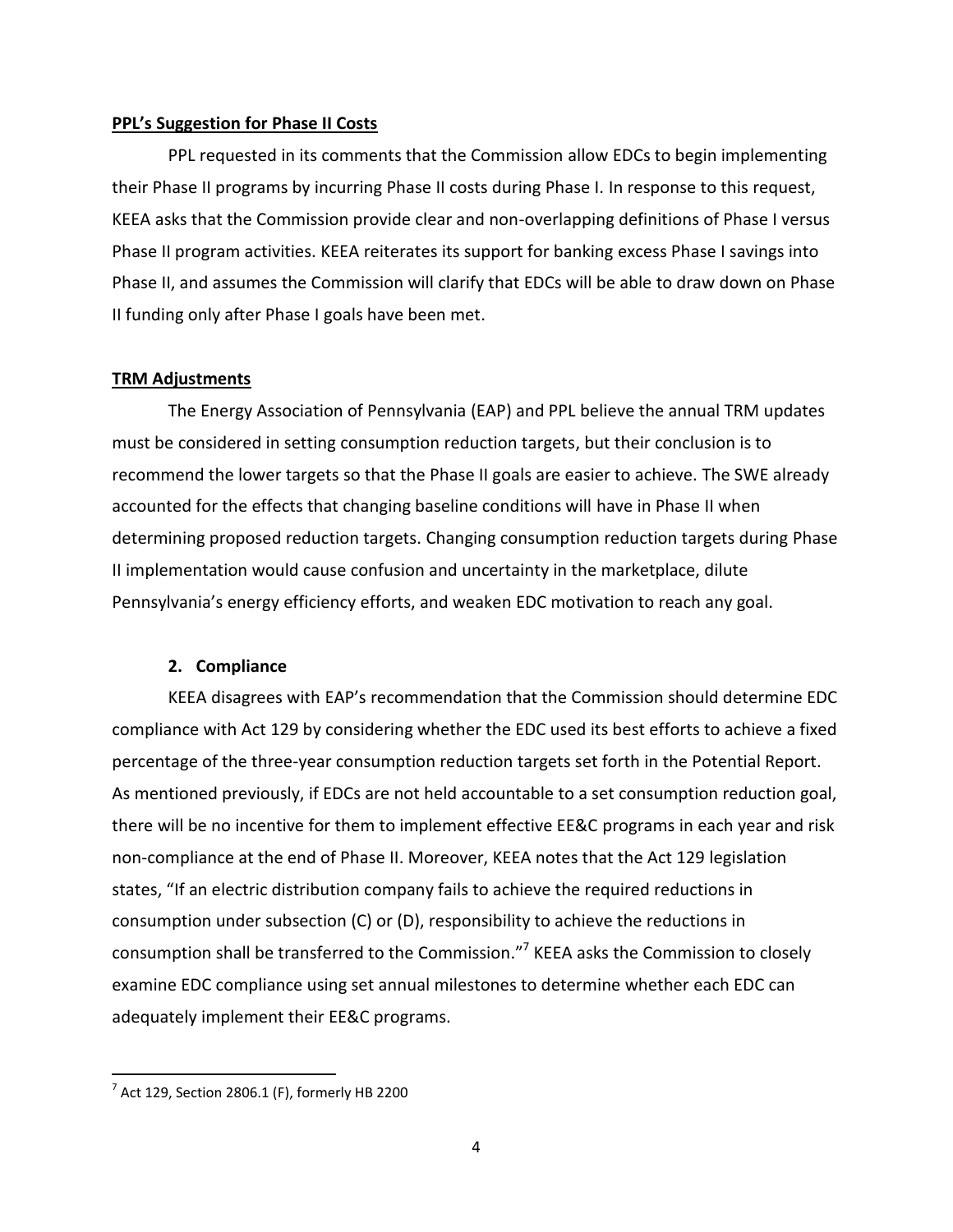**PPL's Suggestion for Phase II Costs**

PPL requested in its comments that the Commission allow EDCs to begin implementing their Phase II programs by incurring Phase II costs during Phase I. In response to this request, KEEA asks that the Commission provide clear and non-overlapping definitions of Phase I versus Phase II program activities. KEEA reiterates its support for banking excess Phase I savings into Phase II, and assumes the Commission will clarify that EDCs will be able to draw down on Phase II funding only after Phase I goals have been met.

**TRM Adjustments**

The Energy Association of Pennsylvania (EAP) and PPL believe the annual TRM updates must be considered in setting consumption reduction targets, but their conclusion is to recommend the lower targets so that the Phase II goals are easier to achieve. The SWE already accounted for the effects that changing baseline conditions will have in Phase II when determining proposed reduction targets. Changing consumption reduction targets during Phase II implementation would cause confusion and uncertainty in the marketplace, dilute Pennsylvania's energy efficiency efforts, and weaken EDC motivation to reach any goal.

### 2. Compliance

KEEA disagrees with EAP's recommendation that the Commission should determine EDC compliance with Act 129 by considering whether the EDC used its best efforts to achieve a fixed percentage of the three-year consumption reduction targets set forth in the Potential Report. As mentioned previously, if EDCs are not held accountable to a set consumption reduction goal, there will be no incentive for them to implement effective EE&C programs in each year and risk non-compliance at the end of Phase II. Moreover, KEEA notes that the Act 129 legislation states, "If an electric distribution company fails to achieve the required reductions in consumption under subsection (C) or (D), responsibility to achieve the reductions in consumption shall be transferred to the Commission."[7] KEEA asks the Commission to closely examine EDC compliance using set annual milestones to determine whether each EDC can adequately implement their EE&C programs.

[7] Act 129, Section 2806.1 (F), formerly HB 2200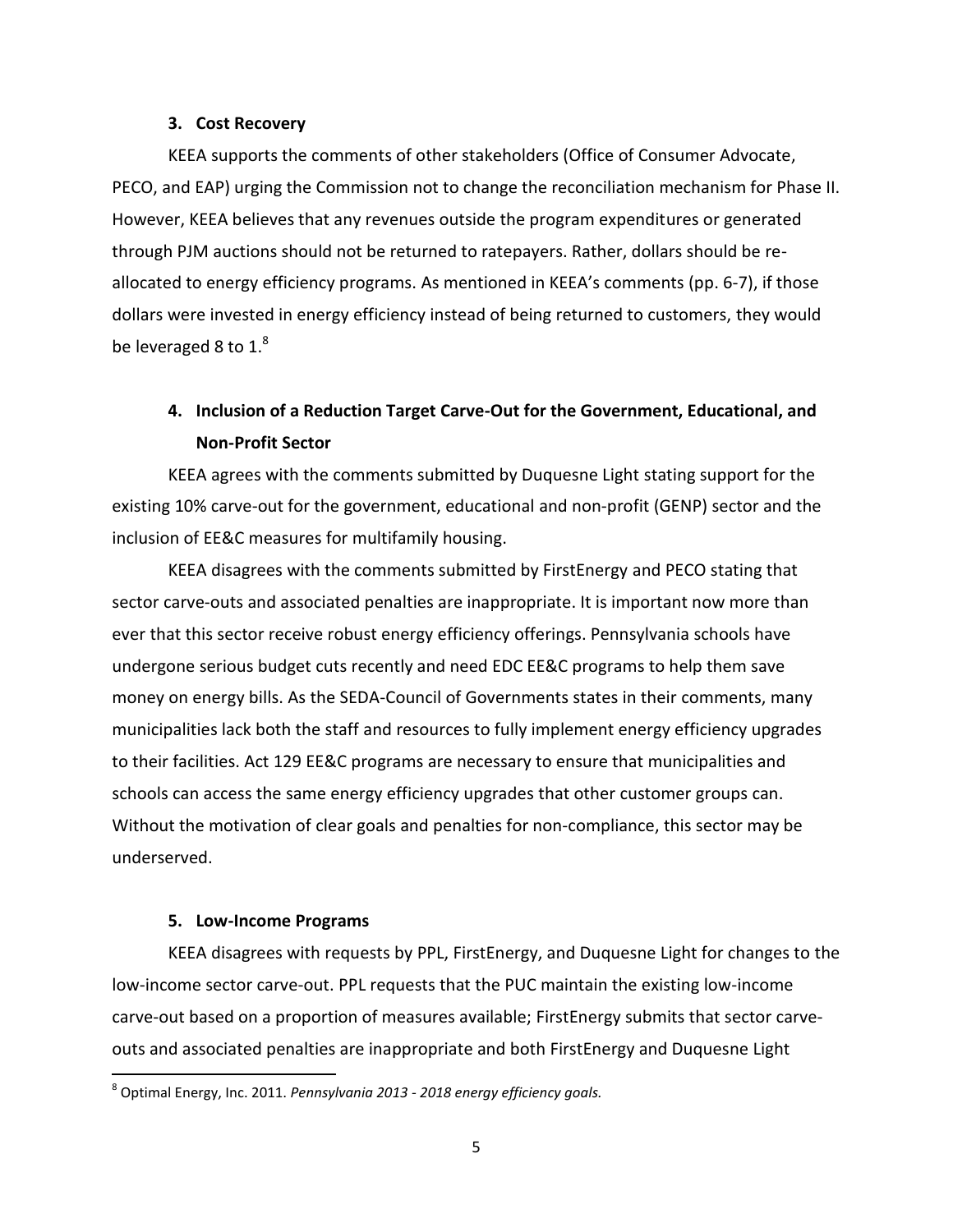### 3. Cost Recovery

KEEA supports the comments of other stakeholders (Office of Consumer Advocate, PECO, and EAP) urging the Commission not to change the reconciliation mechanism for Phase II. However, KEEA believes that any revenues outside the program expenditures or generated through PJM auctions should not be returned to ratepayers. Rather, dollars should be re-allocated to energy efficiency programs. As mentioned in KEEA's comments (pp. 6-7), if those dollars were invested in energy efficiency instead of being returned to customers, they would be leveraged 8 to 1.[8]

### 4. Inclusion of a Reduction Target Carve-Out for the Government, Educational, and Non-Profit Sector

KEEA agrees with the comments submitted by Duquesne Light stating support for the existing 10% carve-out for the government, educational and non-profit (GENP) sector and the inclusion of EE&C measures for multifamily housing.

KEEA disagrees with the comments submitted by FirstEnergy and PECO stating that sector carve-outs and associated penalties are inappropriate. It is important now more than ever that this sector receive robust energy efficiency offerings. Pennsylvania schools have undergone serious budget cuts recently and need EDC EE&C programs to help them save money on energy bills. As the SEDA-Council of Governments states in their comments, many municipalities lack both the staff and resources to fully implement energy efficiency upgrades to their facilities. Act 129 EE&C programs are necessary to ensure that municipalities and schools can access the same energy efficiency upgrades that other customer groups can. Without the motivation of clear goals and penalties for non-compliance, this sector may be underserved.

### 5. Low-Income Programs

KEEA disagrees with requests by PPL, FirstEnergy, and Duquesne Light for changes to the low-income sector carve-out. PPL requests that the PUC maintain the existing low-income carve-out based on a proportion of measures available; FirstEnergy submits that sector carve-outs and associated penalties are inappropriate and both FirstEnergy and Duquesne Light

[8] Optimal Energy, Inc. 2011. *Pennsylvania 2013 - 2018 energy efficiency goals.*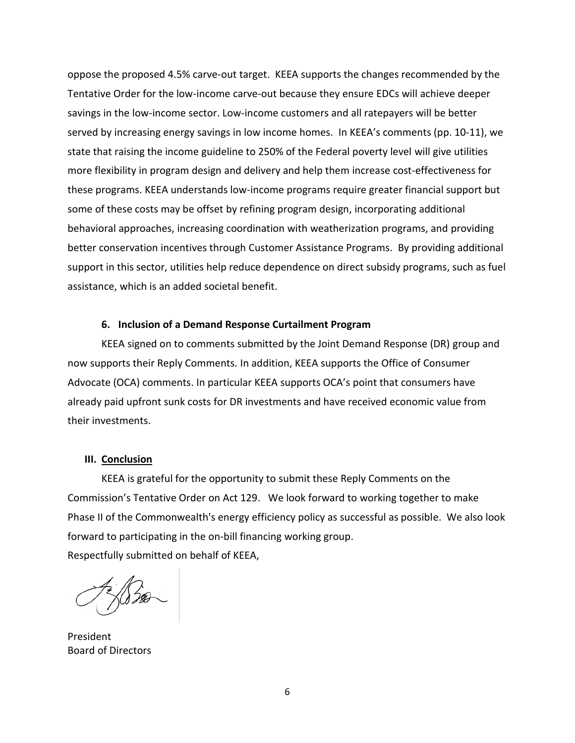oppose the proposed 4.5% carve-out target. KEEA supports the changes recommended by the Tentative Order for the low-income carve-out because they ensure EDCs will achieve deeper savings in the low-income sector. Low-income customers and all ratepayers will be better served by increasing energy savings in low income homes. In KEEA's comments (pp. 10-11), we state that raising the income guideline to 250% of the Federal poverty level will give utilities more flexibility in program design and delivery and help them increase cost-effectiveness for these programs. KEEA understands low-income programs require greater financial support but some of these costs may be offset by refining program design, incorporating additional behavioral approaches, increasing coordination with weatherization programs, and providing better conservation incentives through Customer Assistance Programs. By providing additional support in this sector, utilities help reduce dependence on direct subsidy programs, such as fuel assistance, which is an added societal benefit.

#### 6. Inclusion of a Demand Response Curtailment Program

KEEA signed on to comments submitted by the Joint Demand Response (DR) group and now supports their Reply Comments. In addition, KEEA supports the Office of Consumer Advocate (OCA) comments. In particular KEEA supports OCA's point that consumers have already paid upfront sunk costs for DR investments and have received economic value from their investments.

### III. Conclusion

KEEA is grateful for the opportunity to submit these Reply Comments on the Commission's Tentative Order on Act 129. We look forward to working together to make Phase II of the Commonwealth's energy efficiency policy as successful as possible. We also look forward to participating in the on-bill financing working group.

Respectfully submitted on behalf of KEEA,

President
Board of Directors